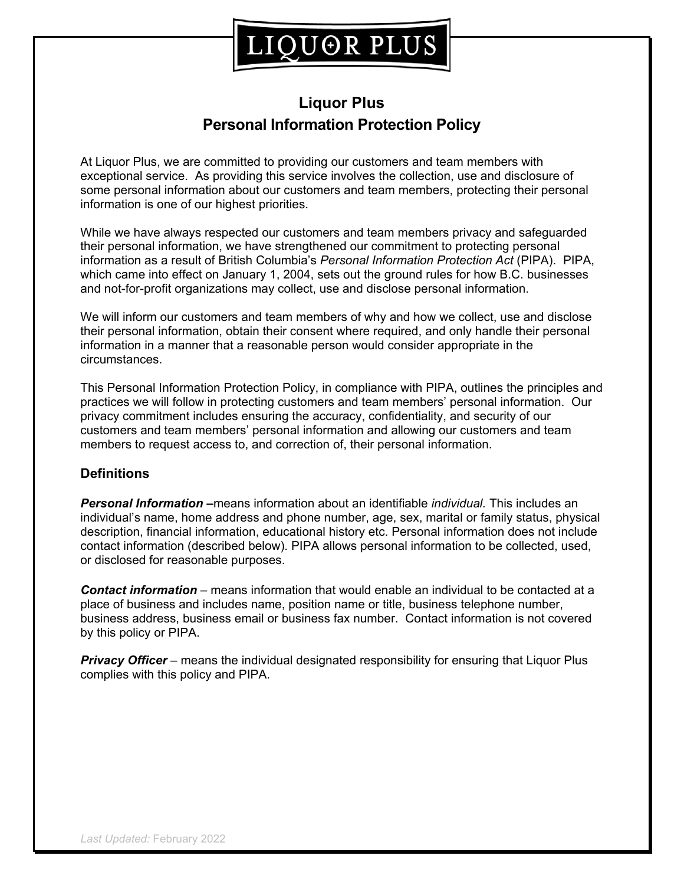# Liquor Plus

## Personal Information Protection Policy

At Liquor Plus, we are committed to providing our customers and team members with exceptional service. As providing this service involves the collection, use and disclosure of some personal information about our customers and team members, protecting their personal information is one of our highest priorities.

While we have always respected our customers and team members privacy and safeguarded their personal information, we have strengthened our commitment to protecting personal information as a result of British Columbia's *Personal Information Protection Act* (PIPA). PIPA, which came into effect on January 1, 2004, sets out the ground rules for how B.C. businesses and not-for-profit organizations may collect, use and disclose personal information.

We will inform our customers and team members of why and how we collect, use and disclose their personal information, obtain their consent where required, and only handle their personal information in a manner that a reasonable person would consider appropriate in the circumstances.

This Personal Information Protection Policy, in compliance with PIPA, outlines the principles and practices we will follow in protecting customers and team members' personal information. Our privacy commitment includes ensuring the accuracy, confidentiality, and security of our customers and team members' personal information and allowing our customers and team members to request access to, and correction of, their personal information.

### Definitions

***Personal Information*** **–**means information about an identifiable *individual.* This includes an individual's name, home address and phone number, age, sex, marital or family status, physical description, financial information, educational history etc. Personal information does not include contact information (described below). PIPA allows personal information to be collected, used, or disclosed for reasonable purposes.

***Contact information*** – means information that would enable an individual to be contacted at a place of business and includes name, position name or title, business telephone number, business address, business email or business fax number. Contact information is not covered by this policy or PIPA.

***Privacy Officer*** – means the individual designated responsibility for ensuring that Liquor Plus complies with this policy and PIPA.

*Last Updated:* February 2022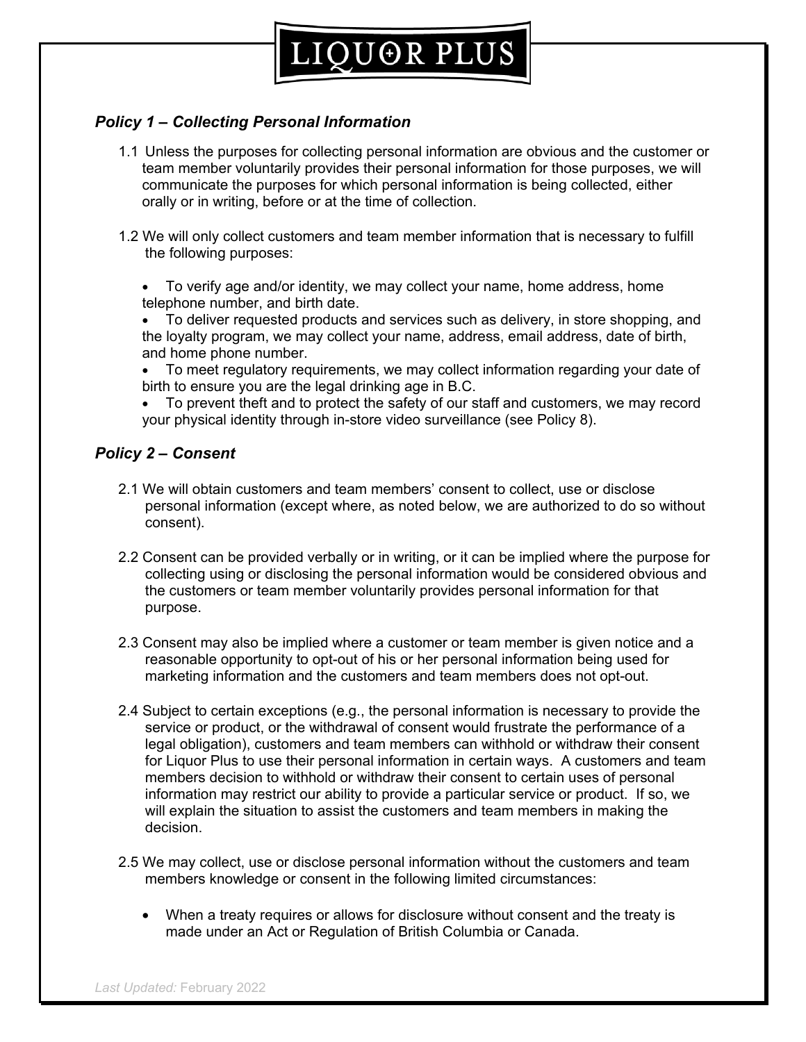### *Policy 1 – Collecting Personal Information*

1.1 Unless the purposes for collecting personal information are obvious and the customer or team member voluntarily provides their personal information for those purposes, we will communicate the purposes for which personal information is being collected, either orally or in writing, before or at the time of collection.

1.2 We will only collect customers and team member information that is necessary to fulfill the following purposes:

- To verify age and/or identity, we may collect your name, home address, home telephone number, and birth date.
- To deliver requested products and services such as delivery, in store shopping, and the loyalty program, we may collect your name, address, email address, date of birth, and home phone number.
- To meet regulatory requirements, we may collect information regarding your date of birth to ensure you are the legal drinking age in B.C.
- To prevent theft and to protect the safety of our staff and customers, we may record your physical identity through in-store video surveillance (see Policy 8).

### *Policy 2 – Consent*

2.1 We will obtain customers and team members' consent to collect, use or disclose personal information (except where, as noted below, we are authorized to do so without consent).

2.2 Consent can be provided verbally or in writing, or it can be implied where the purpose for collecting using or disclosing the personal information would be considered obvious and the customers or team member voluntarily provides personal information for that purpose.

2.3 Consent may also be implied where a customer or team member is given notice and a reasonable opportunity to opt-out of his or her personal information being used for marketing information and the customers and team members does not opt-out.

2.4 Subject to certain exceptions (e.g., the personal information is necessary to provide the service or product, or the withdrawal of consent would frustrate the performance of a legal obligation), customers and team members can withhold or withdraw their consent for Liquor Plus to use their personal information in certain ways. A customers and team members decision to withhold or withdraw their consent to certain uses of personal information may restrict our ability to provide a particular service or product. If so, we will explain the situation to assist the customers and team members in making the decision.

2.5 We may collect, use or disclose personal information without the customers and team members knowledge or consent in the following limited circumstances:

- When a treaty requires or allows for disclosure without consent and the treaty is made under an Act or Regulation of British Columbia or Canada.

*Last Updated:* February 2022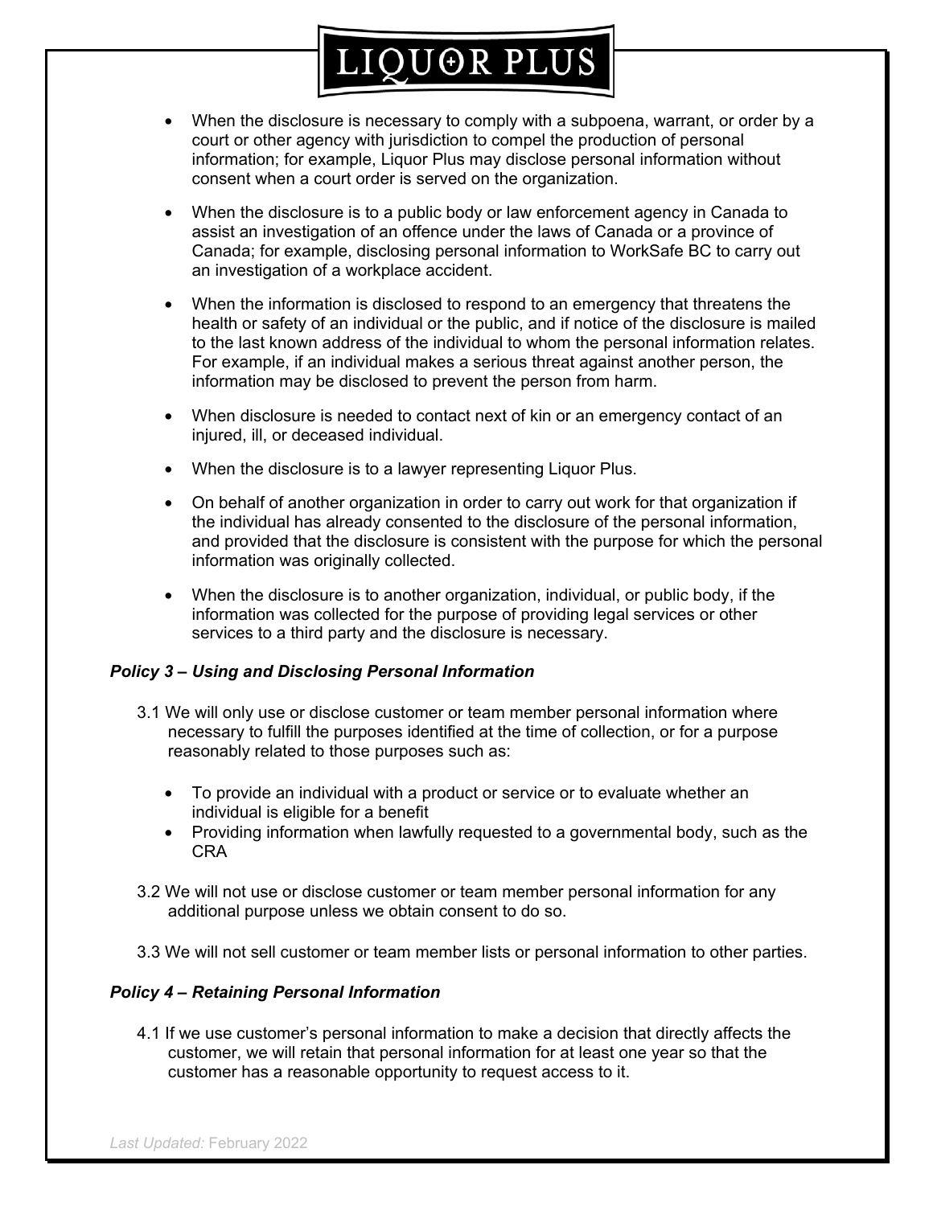- When the disclosure is necessary to comply with a subpoena, warrant, or order by a court or other agency with jurisdiction to compel the production of personal information; for example, Liquor Plus may disclose personal information without consent when a court order is served on the organization.
- When the disclosure is to a public body or law enforcement agency in Canada to assist an investigation of an offence under the laws of Canada or a province of Canada; for example, disclosing personal information to WorkSafe BC to carry out an investigation of a workplace accident.
- When the information is disclosed to respond to an emergency that threatens the health or safety of an individual or the public, and if notice of the disclosure is mailed to the last known address of the individual to whom the personal information relates. For example, if an individual makes a serious threat against another person, the information may be disclosed to prevent the person from harm.
- When disclosure is needed to contact next of kin or an emergency contact of an injured, ill, or deceased individual.
- When the disclosure is to a lawyer representing Liquor Plus.
- On behalf of another organization in order to carry out work for that organization if the individual has already consented to the disclosure of the personal information, and provided that the disclosure is consistent with the purpose for which the personal information was originally collected.
- When the disclosure is to another organization, individual, or public body, if the information was collected for the purpose of providing legal services or other services to a third party and the disclosure is necessary.

***Policy 3 – Using and Disclosing Personal Information***

3.1 We will only use or disclose customer or team member personal information where necessary to fulfill the purposes identified at the time of collection, or for a purpose reasonably related to those purposes such as:

- To provide an individual with a product or service or to evaluate whether an individual is eligible for a benefit
- Providing information when lawfully requested to a governmental body, such as the CRA

3.2 We will not use or disclose customer or team member personal information for any additional purpose unless we obtain consent to do so.

3.3 We will not sell customer or team member lists or personal information to other parties.

***Policy 4 – Retaining Personal Information***

4.1 If we use customer's personal information to make a decision that directly affects the customer, we will retain that personal information for at least one year so that the customer has a reasonable opportunity to request access to it.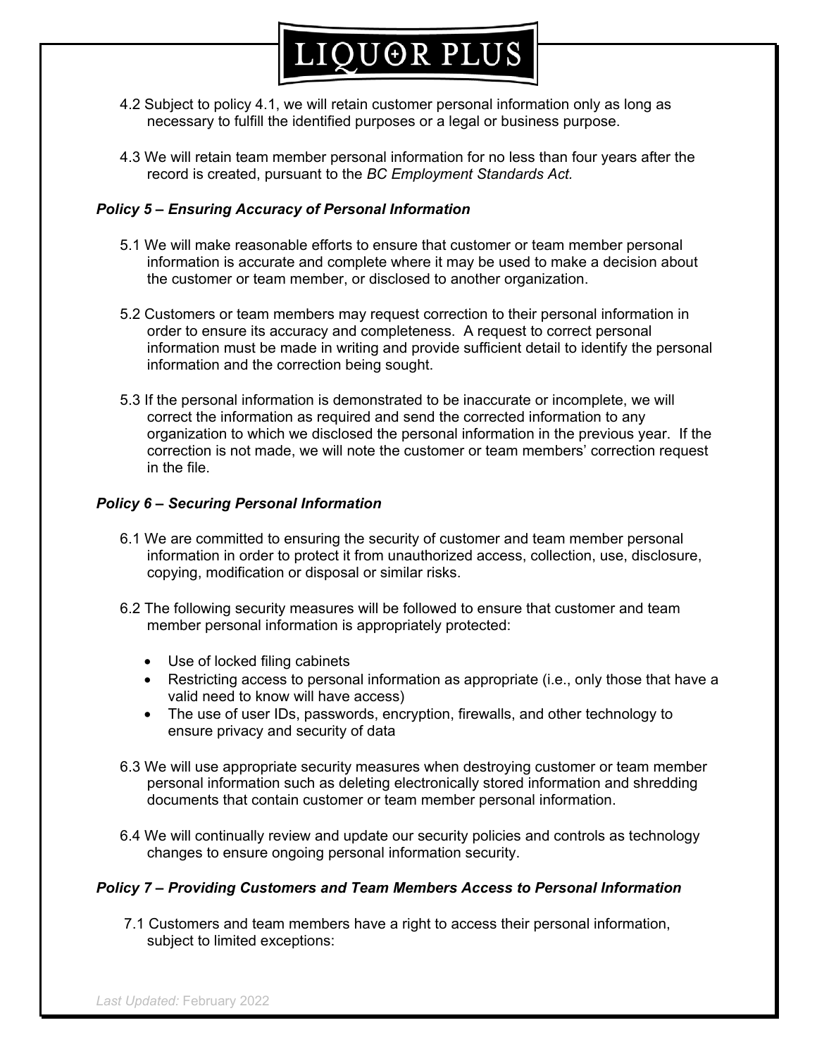4.2 Subject to policy 4.1, we will retain customer personal information only as long as necessary to fulfill the identified purposes or a legal or business purpose.

4.3 We will retain team member personal information for no less than four years after the record is created, pursuant to the *BC Employment Standards Act.*

### *Policy 5 – Ensuring Accuracy of Personal Information*

5.1 We will make reasonable efforts to ensure that customer or team member personal information is accurate and complete where it may be used to make a decision about the customer or team member, or disclosed to another organization.

5.2 Customers or team members may request correction to their personal information in order to ensure its accuracy and completeness. A request to correct personal information must be made in writing and provide sufficient detail to identify the personal information and the correction being sought.

5.3 If the personal information is demonstrated to be inaccurate or incomplete, we will correct the information as required and send the corrected information to any organization to which we disclosed the personal information in the previous year. If the correction is not made, we will note the customer or team members' correction request in the file.

### *Policy 6 – Securing Personal Information*

6.1 We are committed to ensuring the security of customer and team member personal information in order to protect it from unauthorized access, collection, use, disclosure, copying, modification or disposal or similar risks.

6.2 The following security measures will be followed to ensure that customer and team member personal information is appropriately protected:

- Use of locked filing cabinets
- Restricting access to personal information as appropriate (i.e., only those that have a valid need to know will have access)
- The use of user IDs, passwords, encryption, firewalls, and other technology to ensure privacy and security of data

6.3 We will use appropriate security measures when destroying customer or team member personal information such as deleting electronically stored information and shredding documents that contain customer or team member personal information.

6.4 We will continually review and update our security policies and controls as technology changes to ensure ongoing personal information security.

### *Policy 7 – Providing Customers and Team Members Access to Personal Information*

7.1 Customers and team members have a right to access their personal information, subject to limited exceptions: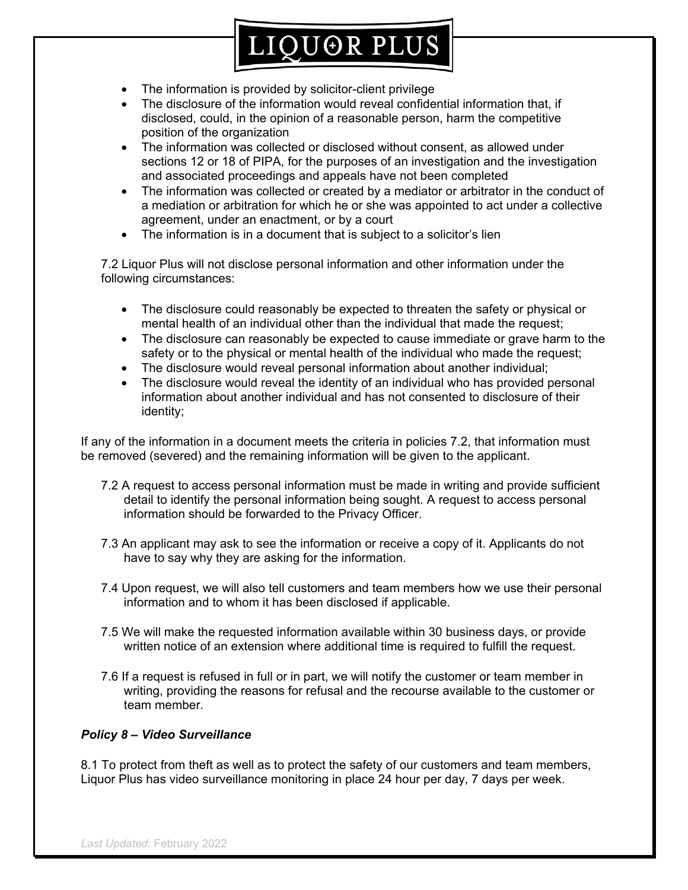- The information is provided by solicitor-client privilege
- The disclosure of the information would reveal confidential information that, if disclosed, could, in the opinion of a reasonable person, harm the competitive position of the organization
- The information was collected or disclosed without consent, as allowed under sections 12 or 18 of PIPA, for the purposes of an investigation and the investigation and associated proceedings and appeals have not been completed
- The information was collected or created by a mediator or arbitrator in the conduct of a mediation or arbitration for which he or she was appointed to act under a collective agreement, under an enactment, or by a court
- The information is in a document that is subject to a solicitor's lien

7.2 Liquor Plus will not disclose personal information and other information under the following circumstances:

- The disclosure could reasonably be expected to threaten the safety or physical or mental health of an individual other than the individual that made the request;
- The disclosure can reasonably be expected to cause immediate or grave harm to the safety or to the physical or mental health of the individual who made the request;
- The disclosure would reveal personal information about another individual;
- The disclosure would reveal the identity of an individual who has provided personal information about another individual and has not consented to disclosure of their identity;

If any of the information in a document meets the criteria in policies 7.2, that information must be removed (severed) and the remaining information will be given to the applicant.

7.2 A request to access personal information must be made in writing and provide sufficient detail to identify the personal information being sought. A request to access personal information should be forwarded to the Privacy Officer.

7.3 An applicant may ask to see the information or receive a copy of it. Applicants do not have to say why they are asking for the information.

7.4 Upon request, we will also tell customers and team members how we use their personal information and to whom it has been disclosed if applicable.

7.5 We will make the requested information available within 30 business days, or provide written notice of an extension where additional time is required to fulfill the request.

7.6 If a request is refused in full or in part, we will notify the customer or team member in writing, providing the reasons for refusal and the recourse available to the customer or team member.

***Policy 8 – Video Surveillance***

8.1 To protect from theft as well as to protect the safety of our customers and team members, Liquor Plus has video surveillance monitoring in place 24 hour per day, 7 days per week.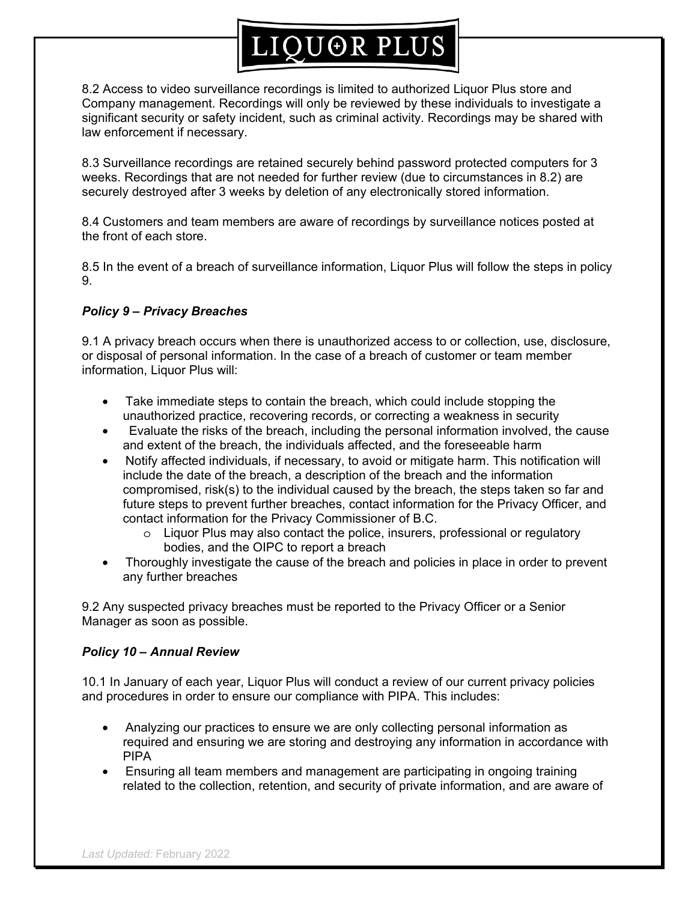8.2 Access to video surveillance recordings is limited to authorized Liquor Plus store and Company management. Recordings will only be reviewed by these individuals to investigate a significant security or safety incident, such as criminal activity. Recordings may be shared with law enforcement if necessary.

8.3 Surveillance recordings are retained securely behind password protected computers for 3 weeks. Recordings that are not needed for further review (due to circumstances in 8.2) are securely destroyed after 3 weeks by deletion of any electronically stored information.

8.4 Customers and team members are aware of recordings by surveillance notices posted at the front of each store.

8.5 In the event of a breach of surveillance information, Liquor Plus will follow the steps in policy 9.

### *Policy 9 – Privacy Breaches*

9.1 A privacy breach occurs when there is unauthorized access to or collection, use, disclosure, or disposal of personal information. In the case of a breach of customer or team member information, Liquor Plus will:

- Take immediate steps to contain the breach, which could include stopping the unauthorized practice, recovering records, or correcting a weakness in security
- Evaluate the risks of the breach, including the personal information involved, the cause and extent of the breach, the individuals affected, and the foreseeable harm
- Notify affected individuals, if necessary, to avoid or mitigate harm. This notification will include the date of the breach, a description of the breach and the information compromised, risk(s) to the individual caused by the breach, the steps taken so far and future steps to prevent further breaches, contact information for the Privacy Officer, and contact information for the Privacy Commissioner of B.C.
    - Liquor Plus may also contact the police, insurers, professional or regulatory bodies, and the OIPC to report a breach
- Thoroughly investigate the cause of the breach and policies in place in order to prevent any further breaches

9.2 Any suspected privacy breaches must be reported to the Privacy Officer or a Senior Manager as soon as possible.

### *Policy 10 – Annual Review*

10.1 In January of each year, Liquor Plus will conduct a review of our current privacy policies and procedures in order to ensure our compliance with PIPA. This includes:

- Analyzing our practices to ensure we are only collecting personal information as required and ensuring we are storing and destroying any information in accordance with PIPA
- Ensuring all team members and management are participating in ongoing training related to the collection, retention, and security of private information, and are aware of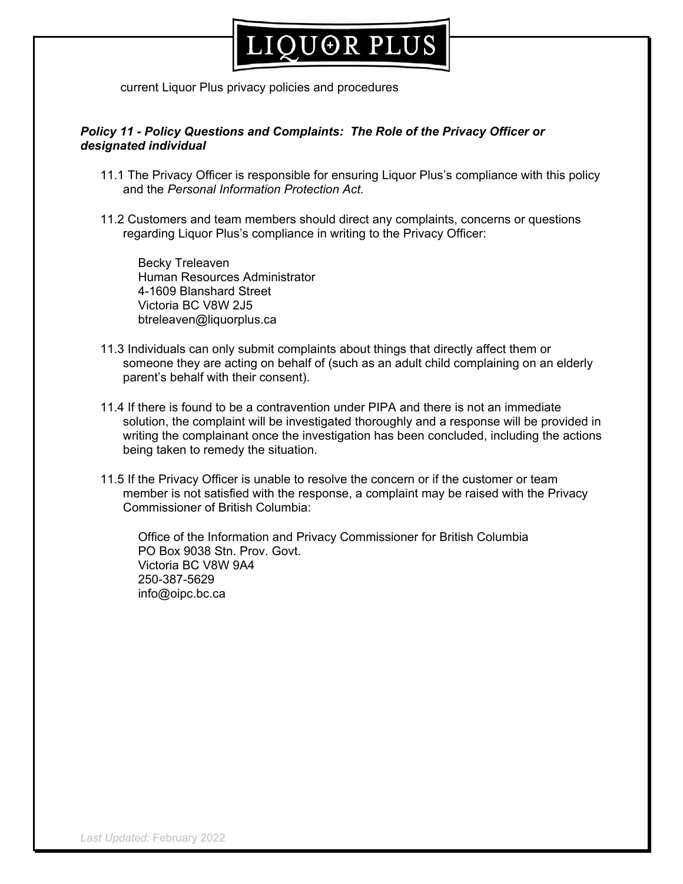current Liquor Plus privacy policies and procedures

***Policy 11 - Policy Questions and Complaints: The Role of the Privacy Officer or designated individual***

11.1 The Privacy Officer is responsible for ensuring Liquor Plus's compliance with this policy and the *Personal Information Protection Act.*

11.2 Customers and team members should direct any complaints, concerns or questions regarding Liquor Plus's compliance in writing to the Privacy Officer:

Becky Treleaven
Human Resources Administrator
4-1609 Blanshard Street
Victoria BC V8W 2J5
btreleaven@liquorplus.ca

11.3 Individuals can only submit complaints about things that directly affect them or someone they are acting on behalf of (such as an adult child complaining on an elderly parent's behalf with their consent).

11.4 If there is found to be a contravention under PIPA and there is not an immediate solution, the complaint will be investigated thoroughly and a response will be provided in writing the complainant once the investigation has been concluded, including the actions being taken to remedy the situation.

11.5 If the Privacy Officer is unable to resolve the concern or if the customer or team member is not satisfied with the response, a complaint may be raised with the Privacy Commissioner of British Columbia:

Office of the Information and Privacy Commissioner for British Columbia
PO Box 9038 Stn. Prov. Govt.
Victoria BC V8W 9A4
250-387-5629
info@oipc.bc.ca

*Last Updated:* February 2022